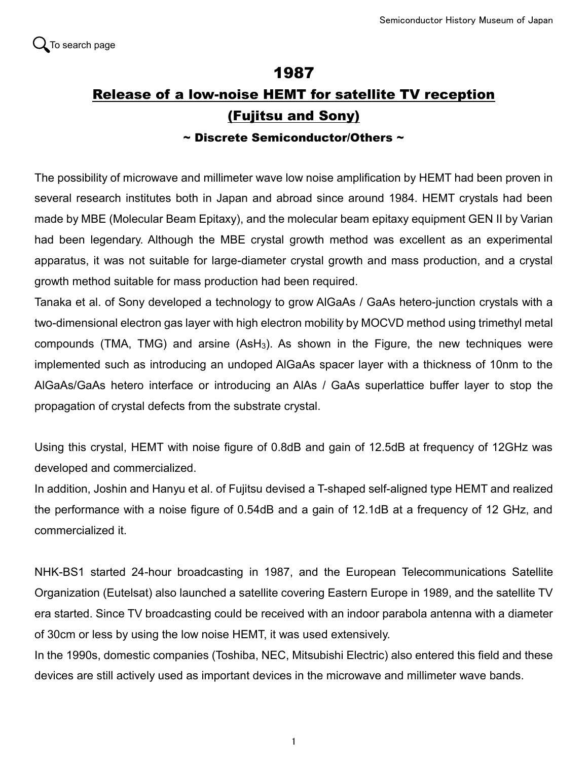# 1987

## Release of a low-noise HEMT for satellite TV reception (Fujitsu and Sony)

### ~ Discrete Semiconductor/Others ~

The possibility of microwave and millimeter wave low noise amplification by HEMT had been proven in several research institutes both in Japan and abroad since around 1984. HEMT crystals had been made by MBE (Molecular Beam Epitaxy), and the molecular beam epitaxy equipment GEN II by Varian had been legendary. Although the MBE crystal growth method was excellent as an experimental apparatus, it was not suitable for large-diameter crystal growth and mass production, and a crystal growth method suitable for mass production had been required.

Tanaka et al. of Sony developed a technology to grow AlGaAs / GaAs hetero-junction crystals with a two-dimensional electron gas layer with high electron mobility by MOCVD method using trimethyl metal compounds (TMA, TMG) and arsine ($AsH_3$). As shown in the Figure, the new techniques were implemented such as introducing an undoped AlGaAs spacer layer with a thickness of 10nm to the AlGaAs/GaAs hetero interface or introducing an AlAs / GaAs superlattice buffer layer to stop the propagation of crystal defects from the substrate crystal.

Using this crystal, HEMT with noise figure of 0.8dB and gain of 12.5dB at frequency of 12GHz was developed and commercialized.

In addition, Joshin and Hanyu et al. of Fujitsu devised a T-shaped self-aligned type HEMT and realized the performance with a noise figure of 0.54dB and a gain of 12.1dB at a frequency of 12 GHz, and commercialized it.

NHK-BS1 started 24-hour broadcasting in 1987, and the European Telecommunications Satellite Organization (Eutelsat) also launched a satellite covering Eastern Europe in 1989, and the satellite TV era started. Since TV broadcasting could be received with an indoor parabola antenna with a diameter of 30cm or less by using the low noise HEMT, it was used extensively.

In the 1990s, domestic companies (Toshiba, NEC, Mitsubishi Electric) also entered this field and these devices are still actively used as important devices in the microwave and millimeter wave bands.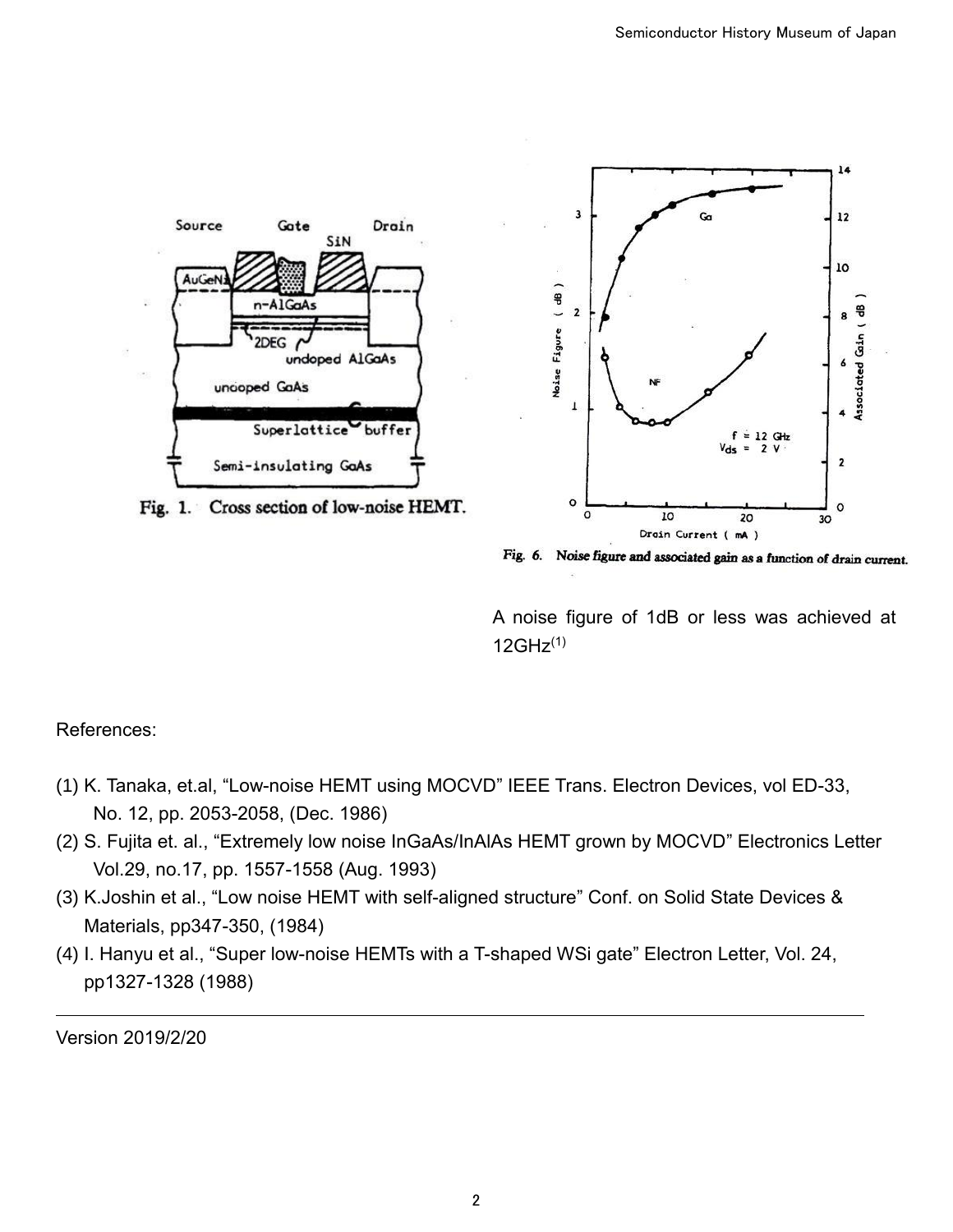Source Gate Drain

SiN

AuGeNi

n-AlGaAs

2DEG

undoped AlGaAs

undoped GaAs

Superlattice buffer

Semi-insulating GaAs

Fig. 1. Cross section of low-noise HEMT.

Noise Figure ( dB )

Associated Gain ( dB )

Ga

NF

f = 12 GHz

$V_{ds}$ = 2 V

Drain Current ( mA )

0 10 20 30

0 1 2 3

0 2 4 6 8 10 12 14

Fig. 6. Noise figure and associated gain as a function of drain current.

A noise figure of 1dB or less was achieved at 12GHz[1]

References:

(1) K. Tanaka, et.al, “Low-noise HEMT using MOCVD” IEEE Trans. Electron Devices, vol ED-33, No. 12, pp. 2053-2058, (Dec. 1986)
(2) S. Fujita et. al., “Extremely low noise InGaAs/InAlAs HEMT grown by MOCVD” Electronics Letter Vol.29, no.17, pp. 1557-1558 (Aug. 1993)
(3) K.Joshin et al., “Low noise HEMT with self-aligned structure” Conf. on Solid State Devices & Materials, pp347-350, (1984)
(4) I. Hanyu et al., “Super low-noise HEMTs with a T-shaped WSi gate” Electron Letter, Vol. 24, pp1327-1328 (1988)

---

Version 2019/2/20